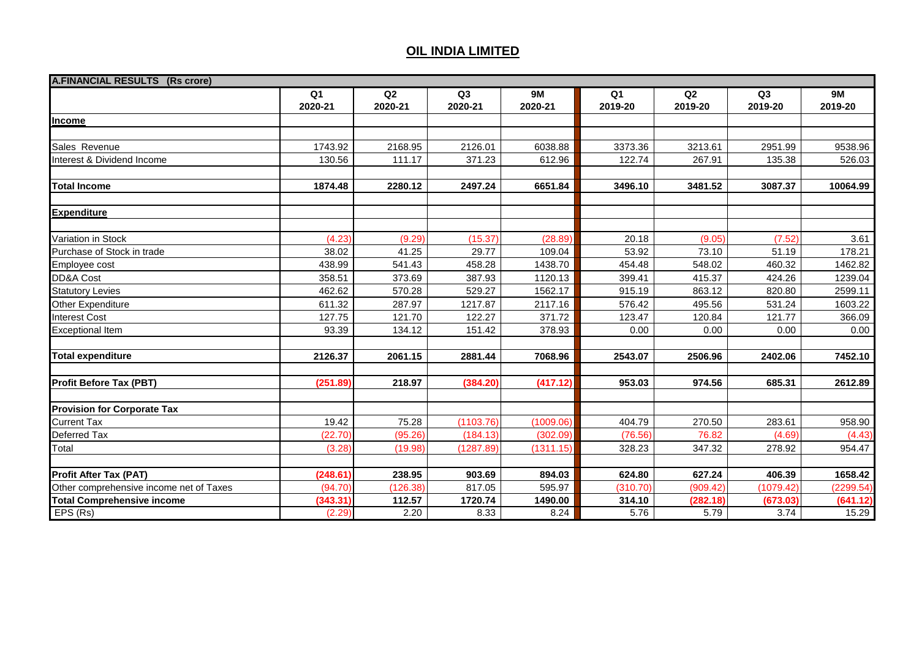# OIL INDIA LIMITED

| A.FINANCIAL RESULTS (Rs crore) | | | | | | | | |
|---|---|---|---|---|---|---|---|---|
| | Q1 2020-21 | Q2 2020-21 | Q3 2020-21 | 9M 2020-21 | Q1 2019-20 | Q2 2019-20 | Q3 2019-20 | 9M 2019-20 |
| **Income** | | | | | | | | |
| Sales Revenue | 1743.92 | 2168.95 | 2126.01 | 6038.88 | 3373.36 | 3213.61 | 2951.99 | 9538.96 |
| Interest & Dividend Income | 130.56 | 111.17 | 371.23 | 612.96 | 122.74 | 267.91 | 135.38 | 526.03 |
| **Total Income** | **1874.48** | **2280.12** | **2497.24** | **6651.84** | **3496.10** | **3481.52** | **3087.37** | **10064.99** |
| **Expenditure** | | | | | | | | |
| Variation in Stock | (4.23) | (9.29) | (15.37) | (28.89) | 20.18 | (9.05) | (7.52) | 3.61 |
| Purchase of Stock in trade | 38.02 | 41.25 | 29.77 | 109.04 | 53.92 | 73.10 | 51.19 | 178.21 |
| Employee cost | 438.99 | 541.43 | 458.28 | 1438.70 | 454.48 | 548.02 | 460.32 | 1462.82 |
| DD&A Cost | 358.51 | 373.69 | 387.93 | 1120.13 | 399.41 | 415.37 | 424.26 | 1239.04 |
| Statutory Levies | 462.62 | 570.28 | 529.27 | 1562.17 | 915.19 | 863.12 | 820.80 | 2599.11 |
| Other Expenditure | 611.32 | 287.97 | 1217.87 | 2117.16 | 576.42 | 495.56 | 531.24 | 1603.22 |
| Interest Cost | 127.75 | 121.70 | 122.27 | 371.72 | 123.47 | 120.84 | 121.77 | 366.09 |
| Exceptional Item | 93.39 | 134.12 | 151.42 | 378.93 | 0.00 | 0.00 | 0.00 | 0.00 |
| **Total expenditure** | **2126.37** | **2061.15** | **2881.44** | **7068.96** | **2543.07** | **2506.96** | **2402.06** | **7452.10** |
| **Profit Before Tax (PBT)** | **(251.89)** | **218.97** | **(384.20)** | **(417.12)** | **953.03** | **974.56** | **685.31** | **2612.89** |
| **Provision for Corporate Tax** | | | | | | | | |
| Current Tax | 19.42 | 75.28 | (1103.76) | (1009.06) | 404.79 | 270.50 | 283.61 | 958.90 |
| Deferred Tax | (22.70) | (95.26) | (184.13) | (302.09) | (76.56) | 76.82 | (4.69) | (4.43) |
| Total | (3.28) | (19.98) | (1287.89) | (1311.15) | 328.23 | 347.32 | 278.92 | 954.47 |
| **Profit After Tax (PAT)** | **(248.61)** | **238.95** | **903.69** | **894.03** | **624.80** | **627.24** | **406.39** | **1658.42** |
| Other comprehensive income net of Taxes | (94.70) | (126.38) | 817.05 | 595.97 | (310.70) | (909.42) | (1079.42) | (2299.54) |
| **Total Comprehensive income** | **(343.31)** | **112.57** | **1720.74** | **1490.00** | **314.10** | **(282.18)** | **(673.03)** | **(641.12)** |
| EPS (Rs) | (2.29) | 2.20 | 8.33 | 8.24 | 5.76 | 5.79 | 3.74 | 15.29 |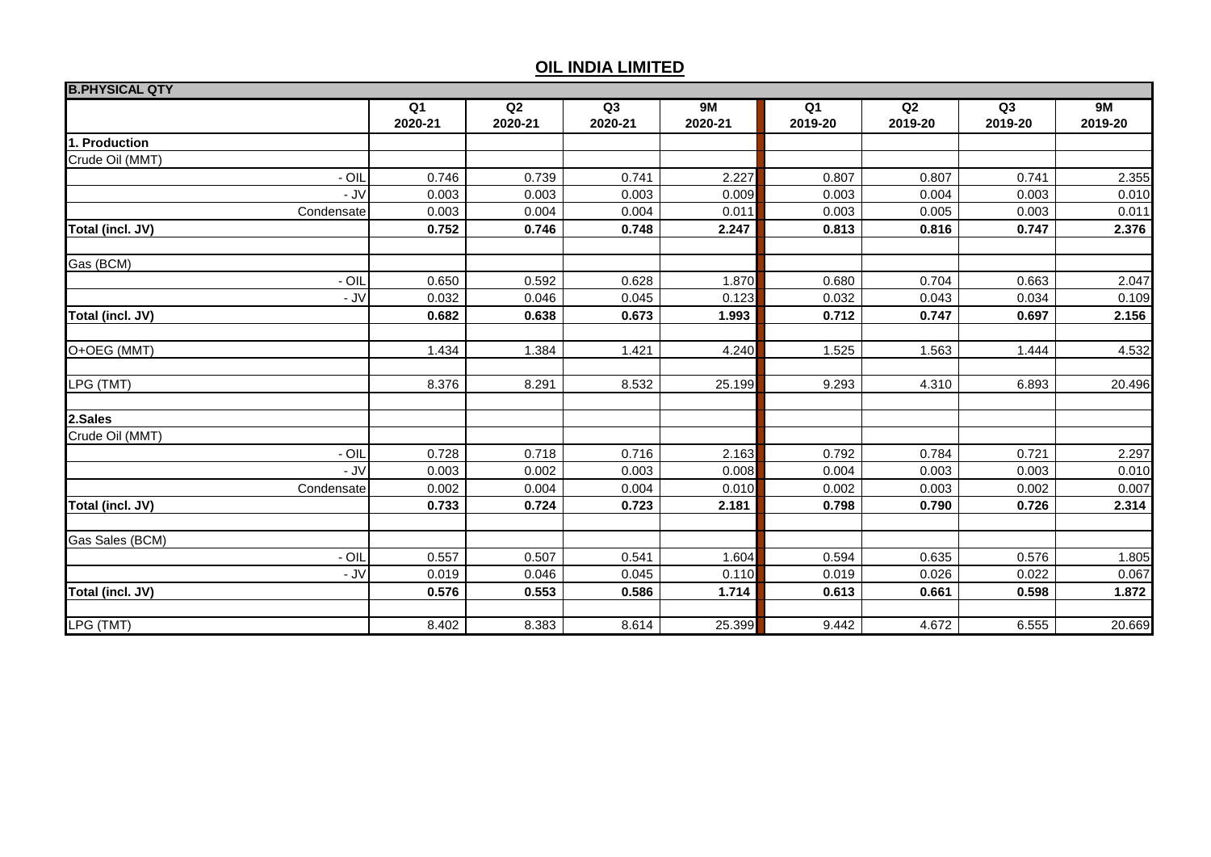## OIL INDIA LIMITED

| B.PHYSICAL QTY | Q1 2020-21 | Q2 2020-21 | Q3 2020-21 | 9M 2020-21 | Q1 2019-20 | Q2 2019-20 | Q3 2019-20 | 9M 2019-20 |
|---|---|---|---|---|---|---|---|---|
| **1. Production** | | | | | | | | |
| Crude Oil (MMT) | | | | | | | | |
| - OIL | 0.746 | 0.739 | 0.741 | 2.227 | 0.807 | 0.807 | 0.741 | 2.355 |
| - JV | 0.003 | 0.003 | 0.003 | 0.009 | 0.003 | 0.004 | 0.003 | 0.010 |
| Condensate | 0.003 | 0.004 | 0.004 | 0.011 | 0.003 | 0.005 | 0.003 | 0.011 |
| **Total (incl. JV)** | **0.752** | **0.746** | **0.748** | **2.247** | **0.813** | **0.816** | **0.747** | **2.376** |
| | | | | | | | | |
| Gas (BCM) | | | | | | | | |
| - OIL | 0.650 | 0.592 | 0.628 | 1.870 | 0.680 | 0.704 | 0.663 | 2.047 |
| - JV | 0.032 | 0.046 | 0.045 | 0.123 | 0.032 | 0.043 | 0.034 | 0.109 |
| **Total (incl. JV)** | **0.682** | **0.638** | **0.673** | **1.993** | **0.712** | **0.747** | **0.697** | **2.156** |
| | | | | | | | | |
| O+OEG (MMT) | 1.434 | 1.384 | 1.421 | 4.240 | 1.525 | 1.563 | 1.444 | 4.532 |
| | | | | | | | | |
| LPG (TMT) | 8.376 | 8.291 | 8.532 | 25.199 | 9.293 | 4.310 | 6.893 | 20.496 |
| | | | | | | | | |
| **2.Sales** | | | | | | | | |
| Crude Oil (MMT) | | | | | | | | |
| - OIL | 0.728 | 0.718 | 0.716 | 2.163 | 0.792 | 0.784 | 0.721 | 2.297 |
| - JV | 0.003 | 0.002 | 0.003 | 0.008 | 0.004 | 0.003 | 0.003 | 0.010 |
| Condensate | 0.002 | 0.004 | 0.004 | 0.010 | 0.002 | 0.003 | 0.002 | 0.007 |
| **Total (incl. JV)** | **0.733** | **0.724** | **0.723** | **2.181** | **0.798** | **0.790** | **0.726** | **2.314** |
| | | | | | | | | |
| Gas Sales (BCM) | | | | | | | | |
| - OIL | 0.557 | 0.507 | 0.541 | 1.604 | 0.594 | 0.635 | 0.576 | 1.805 |
| - JV | 0.019 | 0.046 | 0.045 | 0.110 | 0.019 | 0.026 | 0.022 | 0.067 |
| **Total (incl. JV)** | **0.576** | **0.553** | **0.586** | **1.714** | **0.613** | **0.661** | **0.598** | **1.872** |
| | | | | | | | | |
| LPG (TMT) | 8.402 | 8.383 | 8.614 | 25.399 | 9.442 | 4.672 | 6.555 | 20.669 |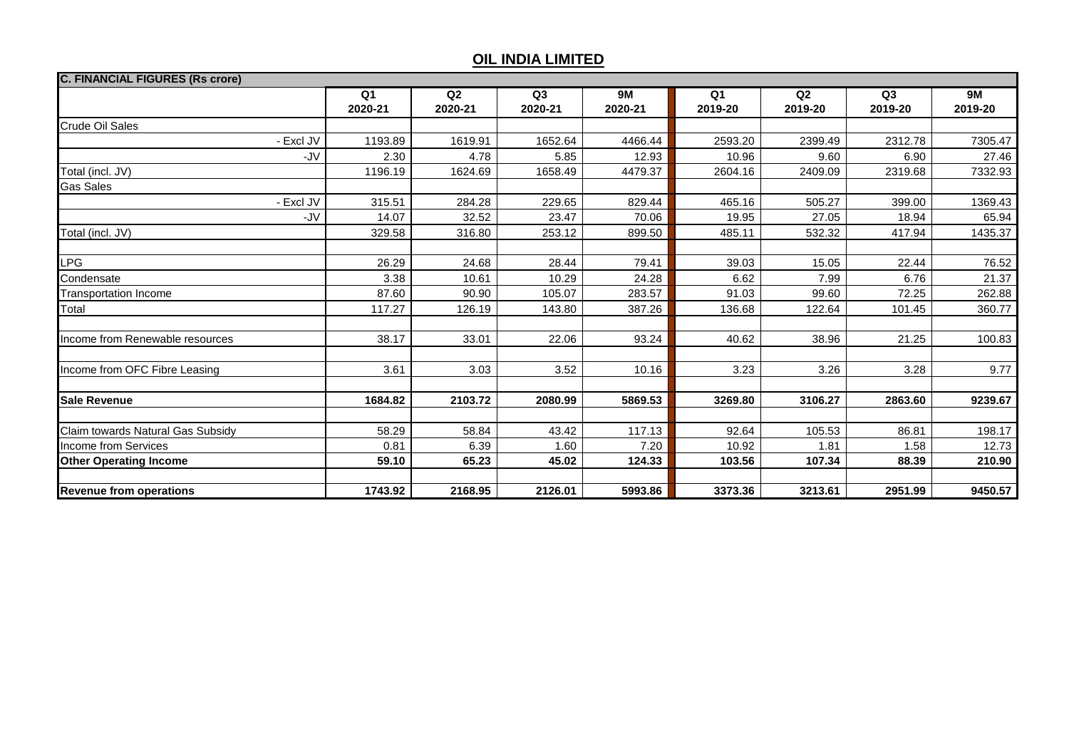# OIL INDIA LIMITED

| C. FINANCIAL FIGURES (Rs crore) | Q1 2020-21 | Q2 2020-21 | Q3 2020-21 | 9M 2020-21 | Q1 2019-20 | Q2 2019-20 | Q3 2019-20 | 9M 2019-20 |
|---|---|---|---|---|---|---|---|---|
| Crude Oil Sales | | | | | | | | |
| - Excl JV | 1193.89 | 1619.91 | 1652.64 | 4466.44 | 2593.20 | 2399.49 | 2312.78 | 7305.47 |
| -JV | 2.30 | 4.78 | 5.85 | 12.93 | 10.96 | 9.60 | 6.90 | 27.46 |
| Total (incl. JV) | 1196.19 | 1624.69 | 1658.49 | 4479.37 | 2604.16 | 2409.09 | 2319.68 | 7332.93 |
| Gas Sales | | | | | | | | |
| - Excl JV | 315.51 | 284.28 | 229.65 | 829.44 | 465.16 | 505.27 | 399.00 | 1369.43 |
| -JV | 14.07 | 32.52 | 23.47 | 70.06 | 19.95 | 27.05 | 18.94 | 65.94 |
| Total (incl. JV) | 329.58 | 316.80 | 253.12 | 899.50 | 485.11 | 532.32 | 417.94 | 1435.37 |
| | | | | | | | | |
| LPG | 26.29 | 24.68 | 28.44 | 79.41 | 39.03 | 15.05 | 22.44 | 76.52 |
| Condensate | 3.38 | 10.61 | 10.29 | 24.28 | 6.62 | 7.99 | 6.76 | 21.37 |
| Transportation Income | 87.60 | 90.90 | 105.07 | 283.57 | 91.03 | 99.60 | 72.25 | 262.88 |
| Total | 117.27 | 126.19 | 143.80 | 387.26 | 136.68 | 122.64 | 101.45 | 360.77 |
| | | | | | | | | |
| Income from Renewable resources | 38.17 | 33.01 | 22.06 | 93.24 | 40.62 | 38.96 | 21.25 | 100.83 |
| | | | | | | | | |
| Income from OFC Fibre Leasing | 3.61 | 3.03 | 3.52 | 10.16 | 3.23 | 3.26 | 3.28 | 9.77 |
| | | | | | | | | |
| **Sale Revenue** | **1684.82** | **2103.72** | **2080.99** | **5869.53** | **3269.80** | **3106.27** | **2863.60** | **9239.67** |
| | | | | | | | | |
| Claim towards Natural Gas Subsidy | 58.29 | 58.84 | 43.42 | 117.13 | 92.64 | 105.53 | 86.81 | 198.17 |
| Income from Services | 0.81 | 6.39 | 1.60 | 7.20 | 10.92 | 1.81 | 1.58 | 12.73 |
| **Other Operating Income** | **59.10** | **65.23** | **45.02** | **124.33** | **103.56** | **107.34** | **88.39** | **210.90** |
| | | | | | | | | |
| **Revenue from operations** | **1743.92** | **2168.95** | **2126.01** | **5993.86** | **3373.36** | **3213.61** | **2951.99** | **9450.57** |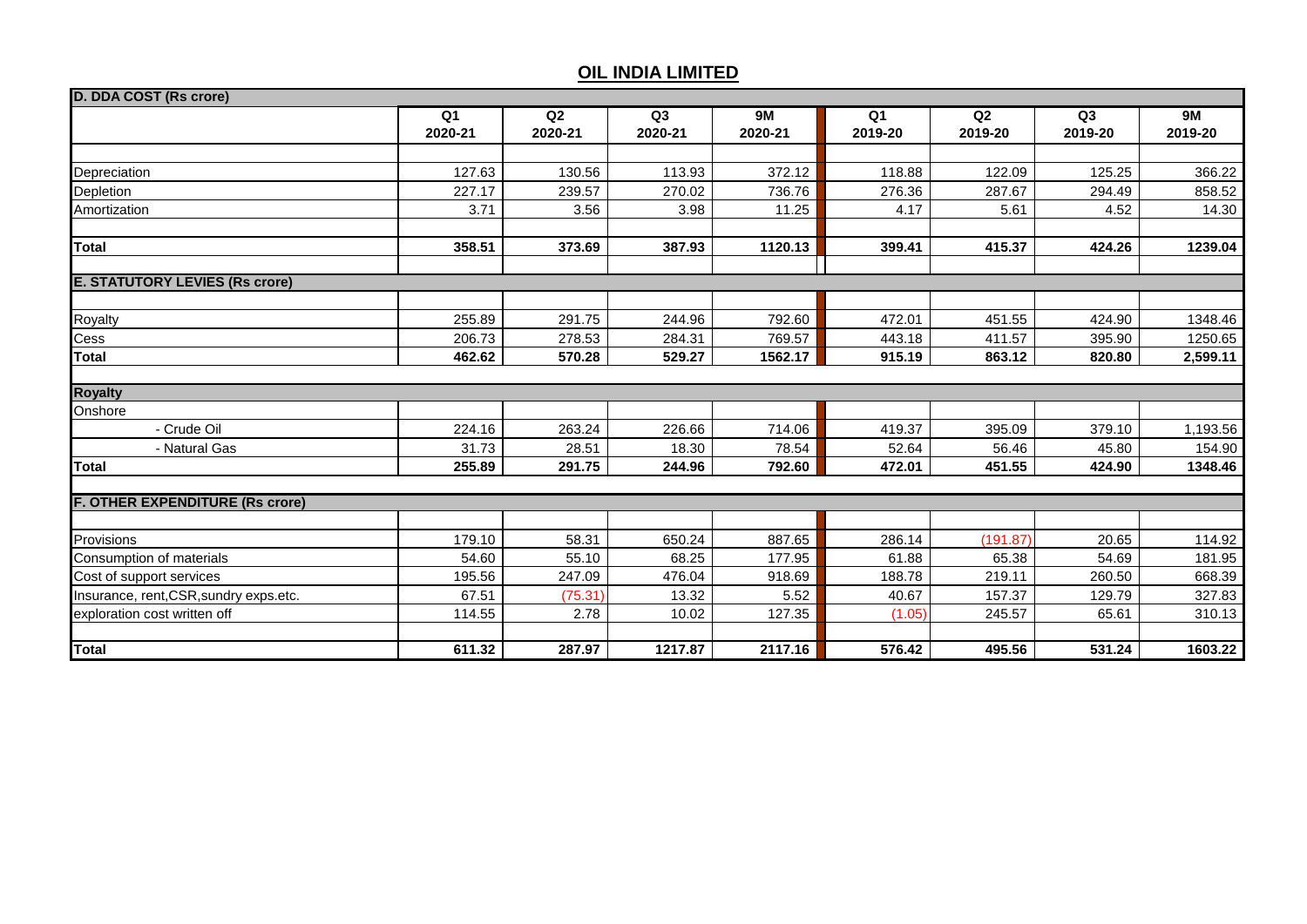## OIL INDIA LIMITED

| D. DDA COST (Rs crore) | Q1 2020-21 | Q2 2020-21 | Q3 2020-21 | 9M 2020-21 | Q1 2019-20 | Q2 2019-20 | Q3 2019-20 | 9M 2019-20 |
|---|---|---|---|---|---|---|---|---|
| Depreciation | 127.63 | 130.56 | 113.93 | 372.12 | 118.88 | 122.09 | 125.25 | 366.22 |
| Depletion | 227.17 | 239.57 | 270.02 | 736.76 | 276.36 | 287.67 | 294.49 | 858.52 |
| Amortization | 3.71 | 3.56 | 3.98 | 11.25 | 4.17 | 5.61 | 4.52 | 14.30 |
| **Total** | **358.51** | **373.69** | **387.93** | **1120.13** | **399.41** | **415.37** | **424.26** | **1239.04** |
| **E. STATUTORY LEVIES (Rs crore)** | | | | | | | | |
| Royalty | 255.89 | 291.75 | 244.96 | 792.60 | 472.01 | 451.55 | 424.90 | 1348.46 |
| Cess | 206.73 | 278.53 | 284.31 | 769.57 | 443.18 | 411.57 | 395.90 | 1250.65 |
| **Total** | **462.62** | **570.28** | **529.27** | **1562.17** | **915.19** | **863.12** | **820.80** | **2,599.11** |
| **Royalty** | | | | | | | | |
| Onshore | | | | | | | | |
| - Crude Oil | 224.16 | 263.24 | 226.66 | 714.06 | 419.37 | 395.09 | 379.10 | 1,193.56 |
| - Natural Gas | 31.73 | 28.51 | 18.30 | 78.54 | 52.64 | 56.46 | 45.80 | 154.90 |
| **Total** | **255.89** | **291.75** | **244.96** | **792.60** | **472.01** | **451.55** | **424.90** | **1348.46** |
| **F. OTHER EXPENDITURE (Rs crore)** | | | | | | | | |
| Provisions | 179.10 | 58.31 | 650.24 | 887.65 | 286.14 | (191.87) | 20.65 | 114.92 |
| Consumption of materials | 54.60 | 55.10 | 68.25 | 177.95 | 61.88 | 65.38 | 54.69 | 181.95 |
| Cost of support services | 195.56 | 247.09 | 476.04 | 918.69 | 188.78 | 219.11 | 260.50 | 668.39 |
| Insurance, rent,CSR,sundry exps.etc. | 67.51 | (75.31) | 13.32 | 5.52 | 40.67 | 157.37 | 129.79 | 327.83 |
| exploration cost written off | 114.55 | 2.78 | 10.02 | 127.35 | (1.05) | 245.57 | 65.61 | 310.13 |
| **Total** | **611.32** | **287.97** | **1217.87** | **2117.16** | **576.42** | **495.56** | **531.24** | **1603.22** |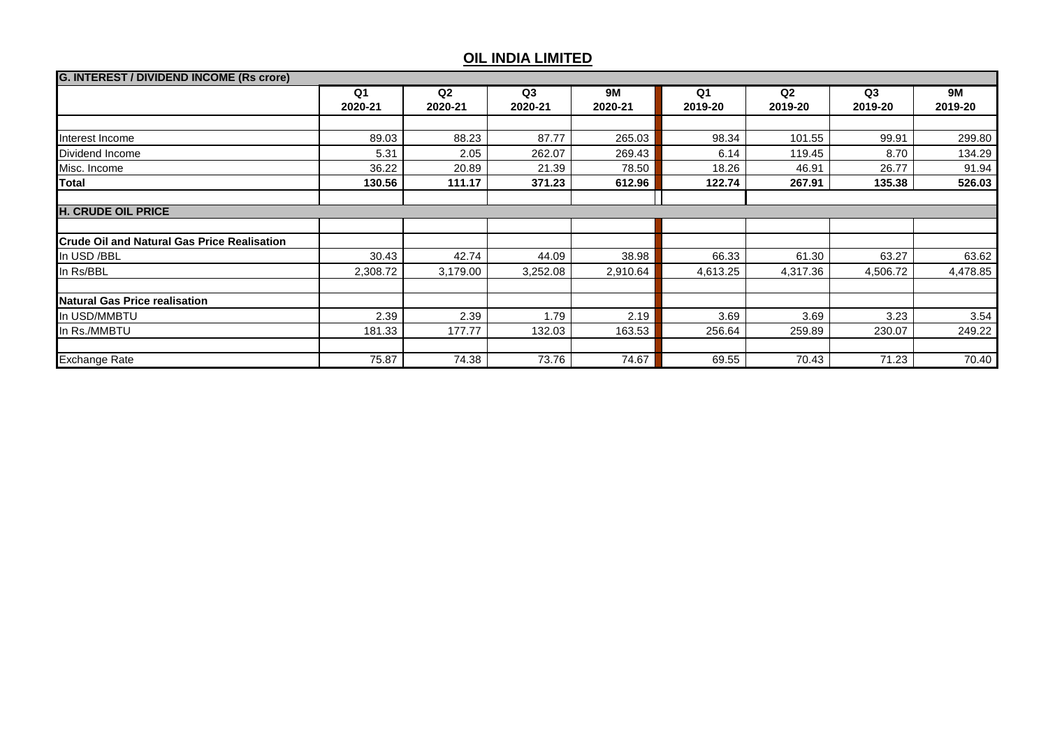## OIL INDIA LIMITED

| G. INTEREST / DIVIDEND INCOME (Rs crore) | Q1 2020-21 | Q2 2020-21 | Q3 2020-21 | 9M 2020-21 | Q1 2019-20 | Q2 2019-20 | Q3 2019-20 | 9M 2019-20 |
|---|---|---|---|---|---|---|---|---|
| Interest Income | 89.03 | 88.23 | 87.77 | 265.03 | 98.34 | 101.55 | 99.91 | 299.80 |
| Dividend Income | 5.31 | 2.05 | 262.07 | 269.43 | 6.14 | 119.45 | 8.70 | 134.29 |
| Misc. Income | 36.22 | 20.89 | 21.39 | 78.50 | 18.26 | 46.91 | 26.77 | 91.94 |
| **Total** | **130.56** | **111.17** | **371.23** | **612.96** | **122.74** | **267.91** | **135.38** | **526.03** |
| **H. CRUDE OIL PRICE** | | | | | | | | |
| **Crude Oil and Natural Gas Price Realisation** | | | | | | | | |
| In USD /BBL | 30.43 | 42.74 | 44.09 | 38.98 | 66.33 | 61.30 | 63.27 | 63.62 |
| In Rs/BBL | 2,308.72 | 3,179.00 | 3,252.08 | 2,910.64 | 4,613.25 | 4,317.36 | 4,506.72 | 4,478.85 |
| **Natural Gas Price realisation** | | | | | | | | |
| In USD/MMBTU | 2.39 | 2.39 | 1.79 | 2.19 | 3.69 | 3.69 | 3.23 | 3.54 |
| In Rs./MMBTU | 181.33 | 177.77 | 132.03 | 163.53 | 256.64 | 259.89 | 230.07 | 249.22 |
| Exchange Rate | 75.87 | 74.38 | 73.76 | 74.67 | 69.55 | 70.43 | 71.23 | 70.40 |